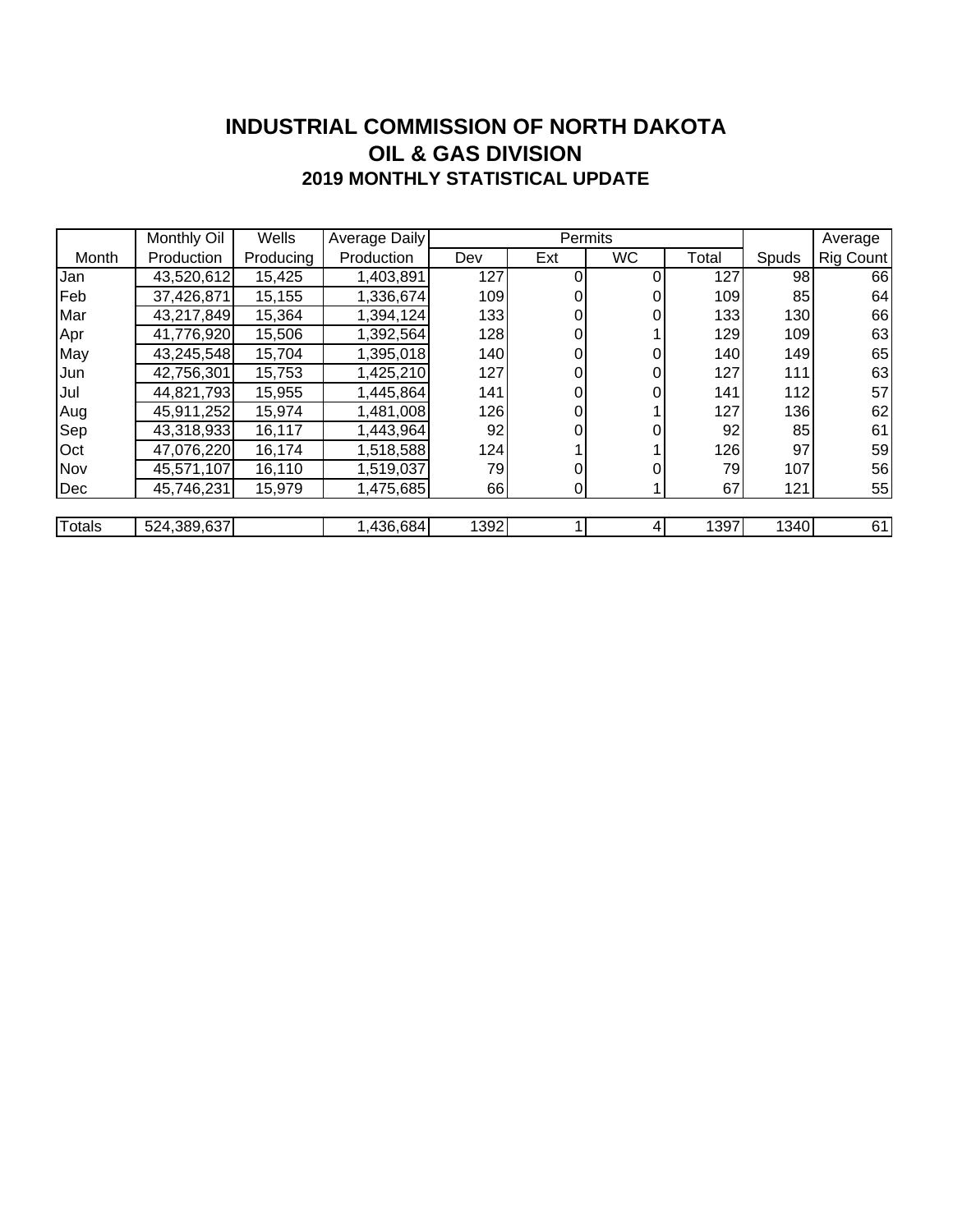# INDUSTRIAL COMMISSION OF NORTH DAKOTA
## OIL & GAS DIVISION
### 2019 MONTHLY STATISTICAL UPDATE

| Month | Monthly Oil Production | Wells Producing | Average Daily Production | Permits | | | | Spuds | Average Rig Count |
|---|---|---|---|---|---|---|---|---|---|
| | | | | Dev | Ext | WC | Total | | |
| Jan | 43,520,612 | 15,425 | 1,403,891 | 127 | 0 | 0 | 127 | 98 | 66 |
| Feb | 37,426,871 | 15,155 | 1,336,674 | 109 | 0 | 0 | 109 | 85 | 64 |
| Mar | 43,217,849 | 15,364 | 1,394,124 | 133 | 0 | 0 | 133 | 130 | 66 |
| Apr | 41,776,920 | 15,506 | 1,392,564 | 128 | 0 | 1 | 129 | 109 | 63 |
| May | 43,245,548 | 15,704 | 1,395,018 | 140 | 0 | 0 | 140 | 149 | 65 |
| Jun | 42,756,301 | 15,753 | 1,425,210 | 127 | 0 | 0 | 127 | 111 | 63 |
| Jul | 44,821,793 | 15,955 | 1,445,864 | 141 | 0 | 0 | 141 | 112 | 57 |
| Aug | 45,911,252 | 15,974 | 1,481,008 | 126 | 0 | 1 | 127 | 136 | 62 |
| Sep | 43,318,933 | 16,117 | 1,443,964 | 92 | 0 | 0 | 92 | 85 | 61 |
| Oct | 47,076,220 | 16,174 | 1,518,588 | 124 | 1 | 1 | 126 | 97 | 59 |
| Nov | 45,571,107 | 16,110 | 1,519,037 | 79 | 0 | 0 | 79 | 107 | 56 |
| Dec | 45,746,231 | 15,979 | 1,475,685 | 66 | 0 | 1 | 67 | 121 | 55 |
| Totals | 524,389,637 | | 1,436,684 | 1392 | 1 | 4 | 1397 | 1340 | 61 |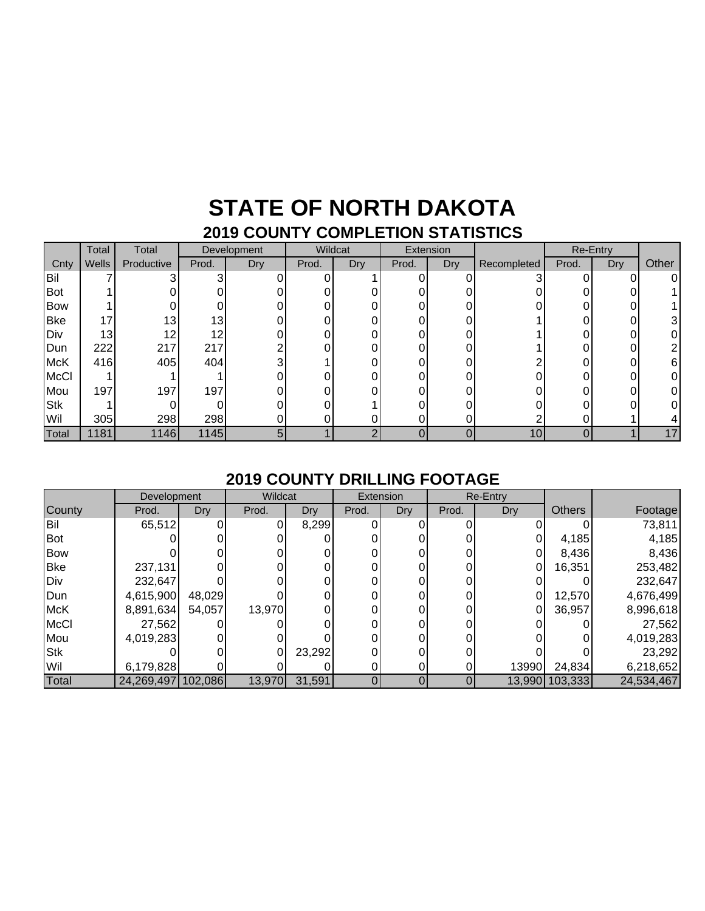# STATE OF NORTH DAKOTA

## 2019 COUNTY COMPLETION STATISTICS

| | Total | Total | Development | | Wildcat | | Extension | | | Re-Entry | | |
|---|---|---|---|---|---|---|---|---|---|---|---|---|
| Cnty | Wells | Productive | Prod. | Dry | Prod. | Dry | Prod. | Dry | Recompleted | Prod. | Dry | Other |
| Bil | 7 | 3 | 3 | 0 | 0 | 1 | 0 | 0 | 3 | 0 | 0 | 0 |
| Bot | 1 | 0 | 0 | 0 | 0 | 0 | 0 | 0 | 0 | 0 | 0 | 1 |
| Bow | 1 | 0 | 0 | 0 | 0 | 0 | 0 | 0 | 0 | 0 | 0 | 1 |
| Bke | 17 | 13 | 13 | 0 | 0 | 0 | 0 | 0 | 1 | 0 | 0 | 3 |
| Div | 13 | 12 | 12 | 0 | 0 | 0 | 0 | 0 | 1 | 0 | 0 | 0 |
| Dun | 222 | 217 | 217 | 2 | 0 | 0 | 0 | 0 | 1 | 0 | 0 | 2 |
| McK | 416 | 405 | 404 | 3 | 1 | 0 | 0 | 0 | 2 | 0 | 0 | 6 |
| McCl | 1 | 1 | 1 | 0 | 0 | 0 | 0 | 0 | 0 | 0 | 0 | 0 |
| Mou | 197 | 197 | 197 | 0 | 0 | 0 | 0 | 0 | 0 | 0 | 0 | 0 |
| Stk | 1 | 0 | 0 | 0 | 0 | 1 | 0 | 0 | 0 | 0 | 0 | 0 |
| Wil | 305 | 298 | 298 | 0 | 0 | 0 | 0 | 0 | 2 | 0 | 1 | 4 |
| Total | 1181 | 1146 | 1145 | 5 | 1 | 2 | 0 | 0 | 10 | 0 | 1 | 17 |

## 2019 COUNTY DRILLING FOOTAGE

| | Development | | Wildcat | | Extension | | Re-Entry | | | |
|---|---|---|---|---|---|---|---|---|---|---|
| County | Prod. | Dry | Prod. | Dry | Prod. | Dry | Prod. | Dry | Others | Footage |
| Bil | 65,512 | 0 | 0 | 8,299 | 0 | 0 | 0 | 0 | 0 | 73,811 |
| Bot | 0 | 0 | 0 | 0 | 0 | 0 | 0 | 0 | 4,185 | 4,185 |
| Bow | 0 | 0 | 0 | 0 | 0 | 0 | 0 | 0 | 8,436 | 8,436 |
| Bke | 237,131 | 0 | 0 | 0 | 0 | 0 | 0 | 0 | 16,351 | 253,482 |
| Div | 232,647 | 0 | 0 | 0 | 0 | 0 | 0 | 0 | 0 | 232,647 |
| Dun | 4,615,900 | 48,029 | 0 | 0 | 0 | 0 | 0 | 0 | 12,570 | 4,676,499 |
| McK | 8,891,634 | 54,057 | 13,970 | 0 | 0 | 0 | 0 | 0 | 36,957 | 8,996,618 |
| McCl | 27,562 | 0 | 0 | 0 | 0 | 0 | 0 | 0 | 0 | 27,562 |
| Mou | 4,019,283 | 0 | 0 | 0 | 0 | 0 | 0 | 0 | 0 | 4,019,283 |
| Stk | 0 | 0 | 0 | 23,292 | 0 | 0 | 0 | 0 | 0 | 23,292 |
| Wil | 6,179,828 | 0 | 0 | 0 | 0 | 0 | 0 | 13990 | 24,834 | 6,218,652 |
| Total | 24,269,497 | 102,086 | 13,970 | 31,591 | 0 | 0 | 0 | 13,990 | 103,333 | 24,534,467 |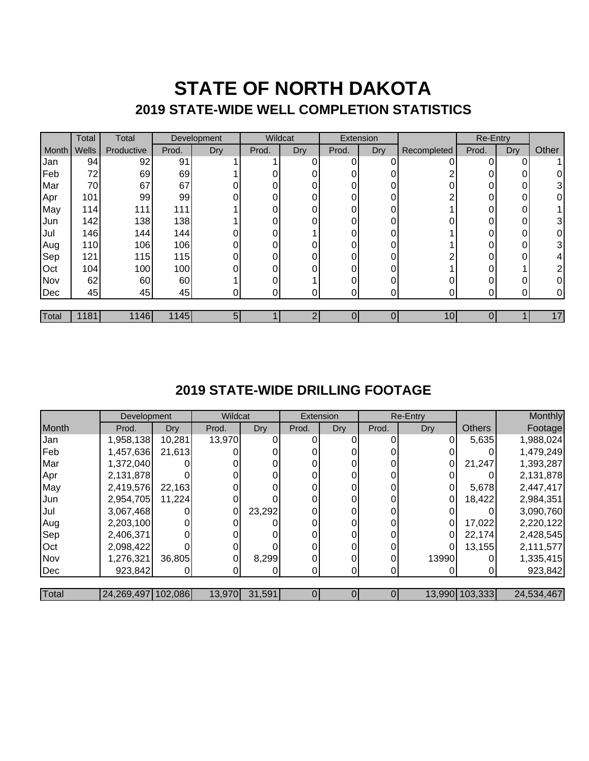# STATE OF NORTH DAKOTA

## 2019 STATE-WIDE WELL COMPLETION STATISTICS

| | Total | Total | Development | | Wildcat | | Extension | | | Re-Entry | | |
|---|---|---|---|---|---|---|---|---|---|---|---|---|
| Month | Wells | Productive | Prod. | Dry | Prod. | Dry | Prod. | Dry | Recompleted | Prod. | Dry | Other |
| Jan | 94 | 92 | 91 | 1 | 1 | 0 | 0 | 0 | 0 | 0 | 0 | 1 |
| Feb | 72 | 69 | 69 | 1 | 0 | 0 | 0 | 0 | 2 | 0 | 0 | 0 |
| Mar | 70 | 67 | 67 | 0 | 0 | 0 | 0 | 0 | 0 | 0 | 0 | 3 |
| Apr | 101 | 99 | 99 | 0 | 0 | 0 | 0 | 0 | 2 | 0 | 0 | 0 |
| May | 114 | 111 | 111 | 1 | 0 | 0 | 0 | 0 | 1 | 0 | 0 | 1 |
| Jun | 142 | 138 | 138 | 1 | 0 | 0 | 0 | 0 | 0 | 0 | 0 | 3 |
| Jul | 146 | 144 | 144 | 0 | 0 | 1 | 0 | 0 | 1 | 0 | 0 | 0 |
| Aug | 110 | 106 | 106 | 0 | 0 | 0 | 0 | 0 | 1 | 0 | 0 | 3 |
| Sep | 121 | 115 | 115 | 0 | 0 | 0 | 0 | 0 | 2 | 0 | 0 | 4 |
| Oct | 104 | 100 | 100 | 0 | 0 | 0 | 0 | 0 | 1 | 0 | 1 | 2 |
| Nov | 62 | 60 | 60 | 1 | 0 | 1 | 0 | 0 | 0 | 0 | 0 | 0 |
| Dec | 45 | 45 | 45 | 0 | 0 | 0 | 0 | 0 | 0 | 0 | 0 | 0 |
| Total | 1181 | 1146 | 1145 | 5 | 1 | 2 | 0 | 0 | 10 | 0 | 1 | 17 |

## 2019 STATE-WIDE DRILLING FOOTAGE

| | Development | | Wildcat | | Extension | | Re-Entry | | | Monthly |
|---|---|---|---|---|---|---|---|---|---|---|
| Month | Prod. | Dry | Prod. | Dry | Prod. | Dry | Prod. | Dry | Others | Footage |
| Jan | 1,958,138 | 10,281 | 13,970 | 0 | 0 | 0 | 0 | 0 | 5,635 | 1,988,024 |
| Feb | 1,457,636 | 21,613 | 0 | 0 | 0 | 0 | 0 | 0 | 0 | 1,479,249 |
| Mar | 1,372,040 | 0 | 0 | 0 | 0 | 0 | 0 | 0 | 21,247 | 1,393,287 |
| Apr | 2,131,878 | 0 | 0 | 0 | 0 | 0 | 0 | 0 | 0 | 2,131,878 |
| May | 2,419,576 | 22,163 | 0 | 0 | 0 | 0 | 0 | 0 | 5,678 | 2,447,417 |
| Jun | 2,954,705 | 11,224 | 0 | 0 | 0 | 0 | 0 | 0 | 18,422 | 2,984,351 |
| Jul | 3,067,468 | 0 | 0 | 23,292 | 0 | 0 | 0 | 0 | 0 | 3,090,760 |
| Aug | 2,203,100 | 0 | 0 | 0 | 0 | 0 | 0 | 0 | 17,022 | 2,220,122 |
| Sep | 2,406,371 | 0 | 0 | 0 | 0 | 0 | 0 | 0 | 22,174 | 2,428,545 |
| Oct | 2,098,422 | 0 | 0 | 0 | 0 | 0 | 0 | 0 | 13,155 | 2,111,577 |
| Nov | 1,276,321 | 36,805 | 0 | 8,299 | 0 | 0 | 0 | 13990 | 0 | 1,335,415 |
| Dec | 923,842 | 0 | 0 | 0 | 0 | 0 | 0 | 0 | 0 | 923,842 |
| Total | 24,269,497 | 102,086 | 13,970 | 31,591 | 0 | 0 | 0 | 13,990 | 103,333 | 24,534,467 |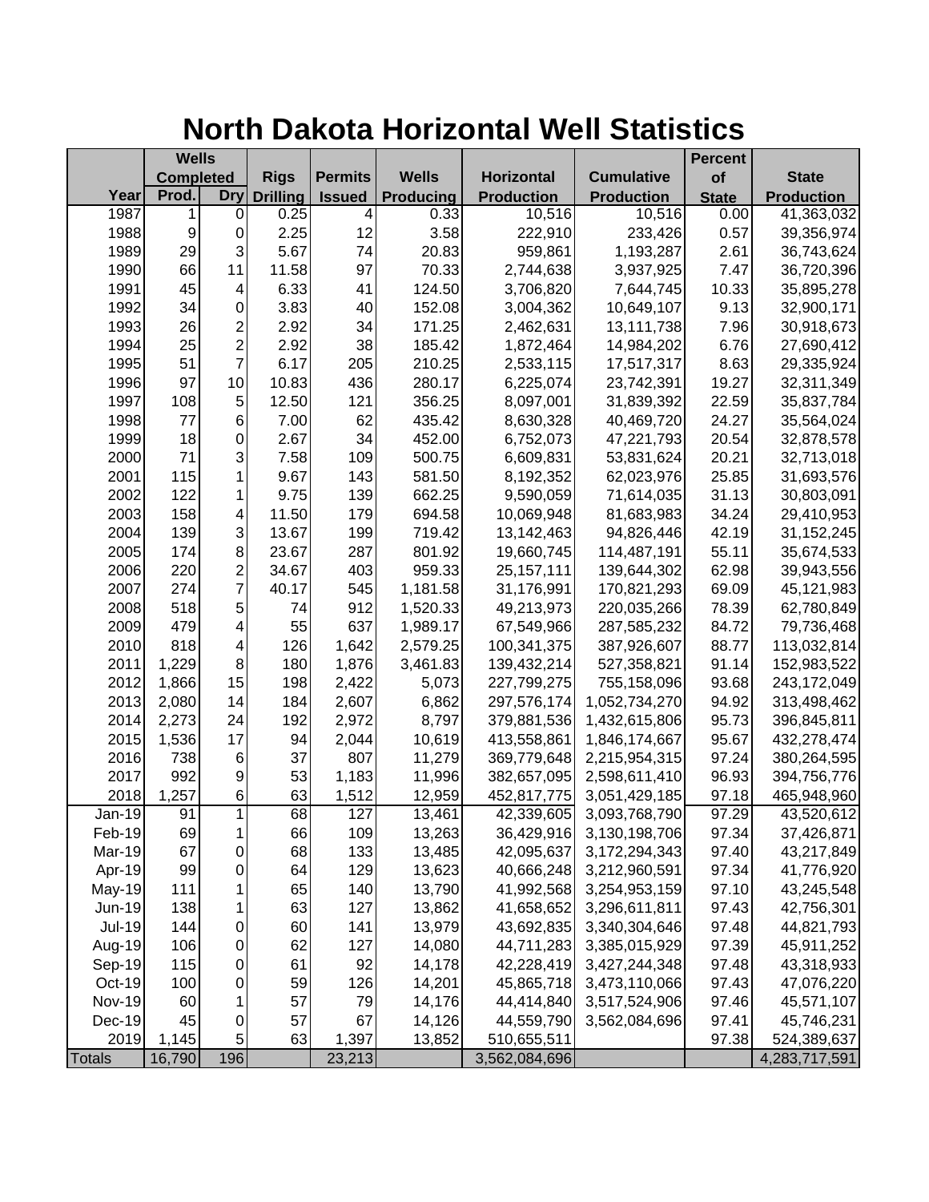# North Dakota Horizontal Well Statistics

| Year | Wells Completed Prod. | Dry | Rigs Drilling | Permits Issued | Wells Producing | Horizontal Production | Cumulative Production | Percent of State | State Production |
|---|---|---|---|---|---|---|---|---|---|
| 1987 | 1 | 0 | 0.25 | 4 | 0.33 | 10,516 | 10,516 | 0.00 | 41,363,032 |
| 1988 | 9 | 0 | 2.25 | 12 | 3.58 | 222,910 | 233,426 | 0.57 | 39,356,974 |
| 1989 | 29 | 3 | 5.67 | 74 | 20.83 | 959,861 | 1,193,287 | 2.61 | 36,743,624 |
| 1990 | 66 | 11 | 11.58 | 97 | 70.33 | 2,744,638 | 3,937,925 | 7.47 | 36,720,396 |
| 1991 | 45 | 4 | 6.33 | 41 | 124.50 | 3,706,820 | 7,644,745 | 10.33 | 35,895,278 |
| 1992 | 34 | 0 | 3.83 | 40 | 152.08 | 3,004,362 | 10,649,107 | 9.13 | 32,900,171 |
| 1993 | 26 | 2 | 2.92 | 34 | 171.25 | 2,462,631 | 13,111,738 | 7.96 | 30,918,673 |
| 1994 | 25 | 2 | 2.92 | 38 | 185.42 | 1,872,464 | 14,984,202 | 6.76 | 27,690,412 |
| 1995 | 51 | 7 | 6.17 | 205 | 210.25 | 2,533,115 | 17,517,317 | 8.63 | 29,335,924 |
| 1996 | 97 | 10 | 10.83 | 436 | 280.17 | 6,225,074 | 23,742,391 | 19.27 | 32,311,349 |
| 1997 | 108 | 5 | 12.50 | 121 | 356.25 | 8,097,001 | 31,839,392 | 22.59 | 35,837,784 |
| 1998 | 77 | 6 | 7.00 | 62 | 435.42 | 8,630,328 | 40,469,720 | 24.27 | 35,564,024 |
| 1999 | 18 | 0 | 2.67 | 34 | 452.00 | 6,752,073 | 47,221,793 | 20.54 | 32,878,578 |
| 2000 | 71 | 3 | 7.58 | 109 | 500.75 | 6,609,831 | 53,831,624 | 20.21 | 32,713,018 |
| 2001 | 115 | 1 | 9.67 | 143 | 581.50 | 8,192,352 | 62,023,976 | 25.85 | 31,693,576 |
| 2002 | 122 | 1 | 9.75 | 139 | 662.25 | 9,590,059 | 71,614,035 | 31.13 | 30,803,091 |
| 2003 | 158 | 4 | 11.50 | 179 | 694.58 | 10,069,948 | 81,683,983 | 34.24 | 29,410,953 |
| 2004 | 139 | 3 | 13.67 | 199 | 719.42 | 13,142,463 | 94,826,446 | 42.19 | 31,152,245 |
| 2005 | 174 | 8 | 23.67 | 287 | 801.92 | 19,660,745 | 114,487,191 | 55.11 | 35,674,533 |
| 2006 | 220 | 2 | 34.67 | 403 | 959.33 | 25,157,111 | 139,644,302 | 62.98 | 39,943,556 |
| 2007 | 274 | 7 | 40.17 | 545 | 1,181.58 | 31,176,991 | 170,821,293 | 69.09 | 45,121,983 |
| 2008 | 518 | 5 | 74 | 912 | 1,520.33 | 49,213,973 | 220,035,266 | 78.39 | 62,780,849 |
| 2009 | 479 | 4 | 55 | 637 | 1,989.17 | 67,549,966 | 287,585,232 | 84.72 | 79,736,468 |
| 2010 | 818 | 4 | 126 | 1,642 | 2,579.25 | 100,341,375 | 387,926,607 | 88.77 | 113,032,814 |
| 2011 | 1,229 | 8 | 180 | 1,876 | 3,461.83 | 139,432,214 | 527,358,821 | 91.14 | 152,983,522 |
| 2012 | 1,866 | 15 | 198 | 2,422 | 5,073 | 227,799,275 | 755,158,096 | 93.68 | 243,172,049 |
| 2013 | 2,080 | 14 | 184 | 2,607 | 6,862 | 297,576,174 | 1,052,734,270 | 94.92 | 313,498,462 |
| 2014 | 2,273 | 24 | 192 | 2,972 | 8,797 | 379,881,536 | 1,432,615,806 | 95.73 | 396,845,811 |
| 2015 | 1,536 | 17 | 94 | 2,044 | 10,619 | 413,558,861 | 1,846,174,667 | 95.67 | 432,278,474 |
| 2016 | 738 | 6 | 37 | 807 | 11,279 | 369,779,648 | 2,215,954,315 | 97.24 | 380,264,595 |
| 2017 | 992 | 9 | 53 | 1,183 | 11,996 | 382,657,095 | 2,598,611,410 | 96.93 | 394,756,776 |
| 2018 | 1,257 | 6 | 63 | 1,512 | 12,959 | 452,817,775 | 3,051,429,185 | 97.18 | 465,948,960 |
| Jan-19 | 91 | 1 | 68 | 127 | 13,461 | 42,339,605 | 3,093,768,790 | 97.29 | 43,520,612 |
| Feb-19 | 69 | 1 | 66 | 109 | 13,263 | 36,429,916 | 3,130,198,706 | 97.34 | 37,426,871 |
| Mar-19 | 67 | 0 | 68 | 133 | 13,485 | 42,095,637 | 3,172,294,343 | 97.40 | 43,217,849 |
| Apr-19 | 99 | 0 | 64 | 129 | 13,623 | 40,666,248 | 3,212,960,591 | 97.34 | 41,776,920 |
| May-19 | 111 | 1 | 65 | 140 | 13,790 | 41,992,568 | 3,254,953,159 | 97.10 | 43,245,548 |
| Jun-19 | 138 | 1 | 63 | 127 | 13,862 | 41,658,652 | 3,296,611,811 | 97.43 | 42,756,301 |
| Jul-19 | 144 | 0 | 60 | 141 | 13,979 | 43,692,835 | 3,340,304,646 | 97.48 | 44,821,793 |
| Aug-19 | 106 | 0 | 62 | 127 | 14,080 | 44,711,283 | 3,385,015,929 | 97.39 | 45,911,252 |
| Sep-19 | 115 | 0 | 61 | 92 | 14,178 | 42,228,419 | 3,427,244,348 | 97.48 | 43,318,933 |
| Oct-19 | 100 | 0 | 59 | 126 | 14,201 | 45,865,718 | 3,473,110,066 | 97.43 | 47,076,220 |
| Nov-19 | 60 | 1 | 57 | 79 | 14,176 | 44,414,840 | 3,517,524,906 | 97.46 | 45,571,107 |
| Dec-19 | 45 | 0 | 57 | 67 | 14,126 | 44,559,790 | 3,562,084,696 | 97.41 | 45,746,231 |
| 2019 | 1,145 | 5 | 63 | 1,397 | 13,852 | 510,655,511 | | 97.38 | 524,389,637 |
| Totals | 16,790 | 196 | | 23,213 | | 3,562,084,696 | | | 4,283,717,591 |